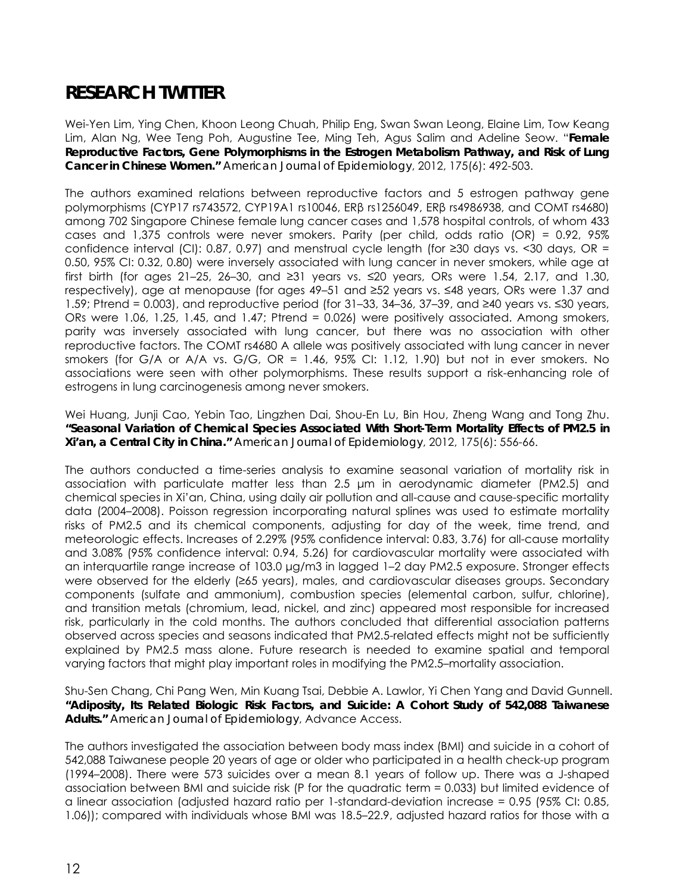# RESEARCH TWITTER

Wei-Yen Lim, Ying Chen, Khoon Leong Chuah, Philip Eng, Swan Swan Leong, Elaine Lim, Tow Keang Lim, Alan Ng, Wee Teng Poh, Augustine Tee, Ming Teh, Agus Salim and Adeline Seow. "**Female Reproductive Factors, Gene Polymorphisms in the Estrogen Metabolism Pathway, and Risk of Lung Cancer in Chinese Women.**" *American Journal of Epidemiology*, 2012, 175(6): 492-503.

The authors examined relations between reproductive factors and 5 estrogen pathway gene polymorphisms (CYP17 rs743572, CYP19A1 rs10046, ERβ rs1256049, ERβ rs4986938, and COMT rs4680) among 702 Singapore Chinese female lung cancer cases and 1,578 hospital controls, of whom 433 cases and 1,375 controls were never smokers. Parity (per child, odds ratio (OR) = 0.92, 95% confidence interval (CI): 0.87, 0.97) and menstrual cycle length (for ≥30 days vs. <30 days, OR = 0.50, 95% CI: 0.32, 0.80) were inversely associated with lung cancer in never smokers, while age at first birth (for ages 21–25, 26–30, and ≥31 years vs. ≤20 years, ORs were 1.54, 2.17, and 1.30, respectively), age at menopause (for ages 49–51 and ≥52 years vs. ≤48 years, ORs were 1.37 and 1.59; Ptrend = 0.003), and reproductive period (for 31–33, 34–36, 37–39, and ≥40 years vs. ≤30 years, ORs were 1.06, 1.25, 1.45, and 1.47; Ptrend = 0.026) were positively associated. Among smokers, parity was inversely associated with lung cancer, but there was no association with other reproductive factors. The COMT rs4680 A allele was positively associated with lung cancer in never smokers (for G/A or A/A vs. G/G, OR = 1.46, 95% CI: 1.12, 1.90) but not in ever smokers. No associations were seen with other polymorphisms. These results support a risk-enhancing role of estrogens in lung carcinogenesis among never smokers.

Wei Huang, Junji Cao, Yebin Tao, Lingzhen Dai, Shou-En Lu, Bin Hou, Zheng Wang and Tong Zhu. **"Seasonal Variation of Chemical Species Associated With Short-Term Mortality Effects of PM2.5 in Xi'an, a Central City in China."** *American Journal of Epidemiology*, 2012, 175(6): 556-66.

The authors conducted a time-series analysis to examine seasonal variation of mortality risk in association with particulate matter less than 2.5 μm in aerodynamic diameter (PM2.5) and chemical species in Xi'an, China, using daily air pollution and all-cause and cause-specific mortality data (2004–2008). Poisson regression incorporating natural splines was used to estimate mortality risks of PM2.5 and its chemical components, adjusting for day of the week, time trend, and meteorologic effects. Increases of 2.29% (95% confidence interval: 0.83, 3.76) for all-cause mortality and 3.08% (95% confidence interval: 0.94, 5.26) for cardiovascular mortality were associated with an interquartile range increase of 103.0 μg/m3 in lagged 1–2 day PM2.5 exposure. Stronger effects were observed for the elderly (≥65 years), males, and cardiovascular diseases groups. Secondary components (sulfate and ammonium), combustion species (elemental carbon, sulfur, chlorine), and transition metals (chromium, lead, nickel, and zinc) appeared most responsible for increased risk, particularly in the cold months. The authors concluded that differential association patterns observed across species and seasons indicated that PM2.5-related effects might not be sufficiently explained by PM2.5 mass alone. Future research is needed to examine spatial and temporal varying factors that might play important roles in modifying the PM2.5–mortality association.

Shu-Sen Chang, Chi Pang Wen, Min Kuang Tsai, Debbie A. Lawlor, Yi Chen Yang and David Gunnell. **"Adiposity, Its Related Biologic Risk Factors, and Suicide: A Cohort Study of 542,088 Taiwanese Adults."** *American Journal of Epidemiology*, Advance Access.

The authors investigated the association between body mass index (BMI) and suicide in a cohort of 542,088 Taiwanese people 20 years of age or older who participated in a health check-up program (1994–2008). There were 573 suicides over a mean 8.1 years of follow up. There was a J-shaped association between BMI and suicide risk (P for the quadratic term = 0.033) but limited evidence of a linear association (adjusted hazard ratio per 1-standard-deviation increase = 0.95 (95% CI: 0.85, 1.06)); compared with individuals whose BMI was 18.5–22.9, adjusted hazard ratios for those with a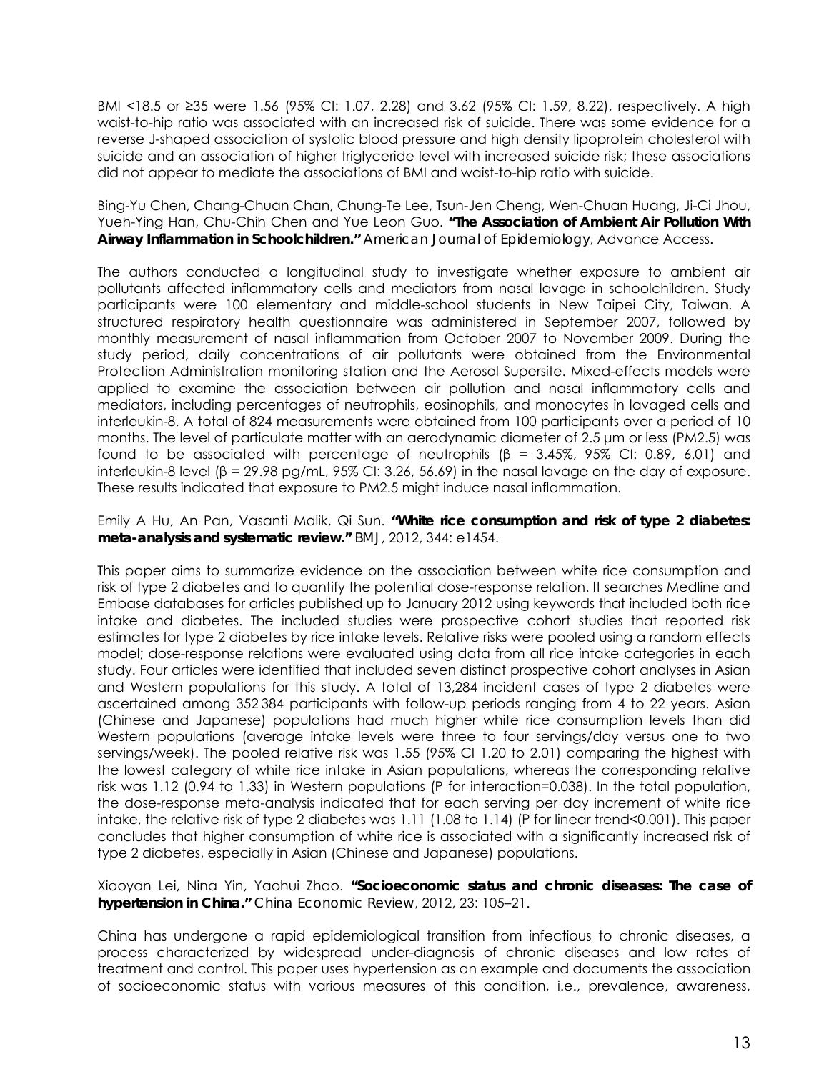BMI <18.5 or ≥35 were 1.56 (95% CI: 1.07, 2.28) and 3.62 (95% CI: 1.59, 8.22), respectively. A high waist-to-hip ratio was associated with an increased risk of suicide. There was some evidence for a reverse J-shaped association of systolic blood pressure and high density lipoprotein cholesterol with suicide and an association of higher triglyceride level with increased suicide risk; these associations did not appear to mediate the associations of BMI and waist-to-hip ratio with suicide.

Bing-Yu Chen, Chang-Chuan Chan, Chung-Te Lee, Tsun-Jen Cheng, Wen-Chuan Huang, Ji-Ci Jhou, Yueh-Ying Han, Chu-Chih Chen and Yue Leon Guo. **"The Association of Ambient Air Pollution With Airway Inflammation in Schoolchildren."** *American Journal of Epidemiology*, Advance Access.

The authors conducted a longitudinal study to investigate whether exposure to ambient air pollutants affected inflammatory cells and mediators from nasal lavage in schoolchildren. Study participants were 100 elementary and middle-school students in New Taipei City, Taiwan. A structured respiratory health questionnaire was administered in September 2007, followed by monthly measurement of nasal inflammation from October 2007 to November 2009. During the study period, daily concentrations of air pollutants were obtained from the Environmental Protection Administration monitoring station and the Aerosol Supersite. Mixed-effects models were applied to examine the association between air pollution and nasal inflammatory cells and mediators, including percentages of neutrophils, eosinophils, and monocytes in lavaged cells and interleukin-8. A total of 824 measurements were obtained from 100 participants over a period of 10 months. The level of particulate matter with an aerodynamic diameter of 2.5 μm or less ($PM_{2.5}$) was found to be associated with percentage of neutrophils ($\beta$ = 3.45%, 95% CI: 0.89, 6.01) and interleukin-8 level ($\beta$ = 29.98 pg/mL, 95% CI: 3.26, 56.69) in the nasal lavage on the day of exposure. These results indicated that exposure to $PM_{2.5}$ might induce nasal inflammation.

Emily A Hu, An Pan, Vasanti Malik, Qi Sun. **"White rice consumption and risk of type 2 diabetes: meta-analysis and systematic review."** *BMJ*, 2012, 344: e1454.

This paper aims to summarize evidence on the association between white rice consumption and risk of type 2 diabetes and to quantify the potential dose-response relation. It searches Medline and Embase databases for articles published up to January 2012 using keywords that included both rice intake and diabetes. The included studies were prospective cohort studies that reported risk estimates for type 2 diabetes by rice intake levels. Relative risks were pooled using a random effects model; dose-response relations were evaluated using data from all rice intake categories in each study. Four articles were identified that included seven distinct prospective cohort analyses in Asian and Western populations for this study. A total of 13,284 incident cases of type 2 diabetes were ascertained among 352 384 participants with follow-up periods ranging from 4 to 22 years. Asian (Chinese and Japanese) populations had much higher white rice consumption levels than did Western populations (average intake levels were three to four servings/day versus one to two servings/week). The pooled relative risk was 1.55 (95% CI 1.20 to 2.01) comparing the highest with the lowest category of white rice intake in Asian populations, whereas the corresponding relative risk was 1.12 (0.94 to 1.33) in Western populations (P for interaction=0.038). In the total population, the dose-response meta-analysis indicated that for each serving per day increment of white rice intake, the relative risk of type 2 diabetes was 1.11 (1.08 to 1.14) (P for linear trend<0.001). This paper concludes that higher consumption of white rice is associated with a significantly increased risk of type 2 diabetes, especially in Asian (Chinese and Japanese) populations.

Xiaoyan Lei, Nina Yin, Yaohui Zhao. **"Socioeconomic status and chronic diseases: The case of hypertension in China."** *China Economic Review*, 2012, 23: 105–21.

China has undergone a rapid epidemiological transition from infectious to chronic diseases, a process characterized by widespread under-diagnosis of chronic diseases and low rates of treatment and control. This paper uses hypertension as an example and documents the association of socioeconomic status with various measures of this condition, i.e., prevalence, awareness,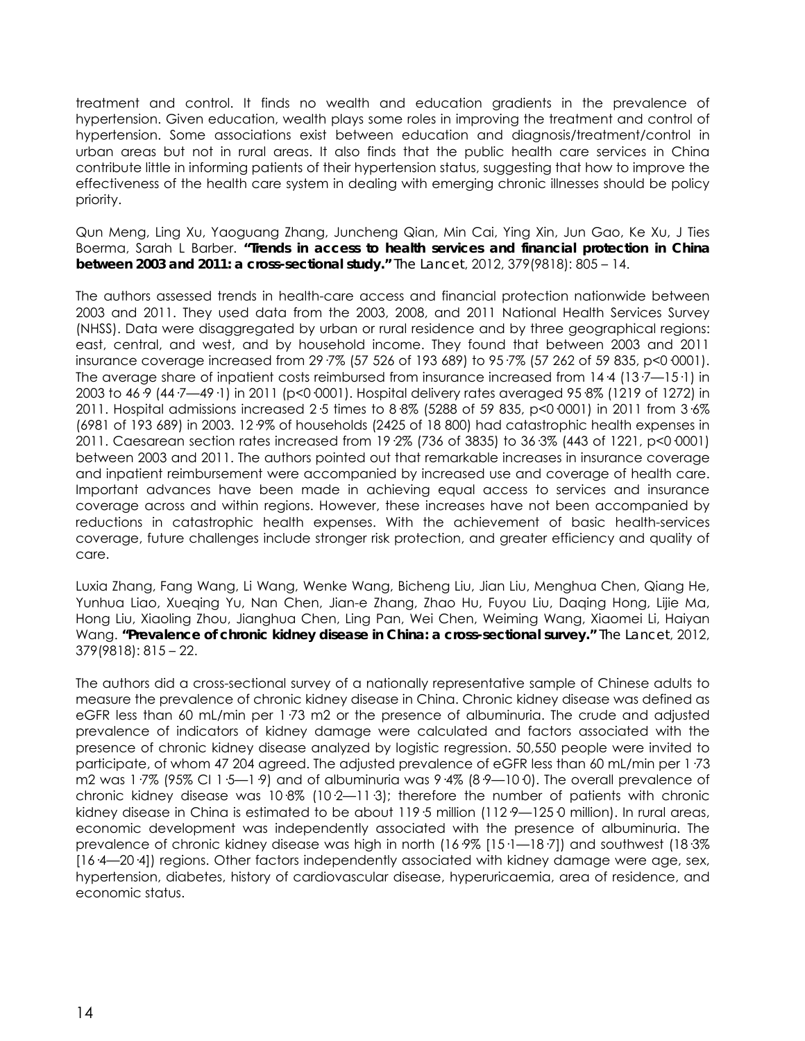treatment and control. It finds no wealth and education gradients in the prevalence of hypertension. Given education, wealth plays some roles in improving the treatment and control of hypertension. Some associations exist between education and diagnosis/treatment/control in urban areas but not in rural areas. It also finds that the public health care services in China contribute little in informing patients of their hypertension status, suggesting that how to improve the effectiveness of the health care system in dealing with emerging chronic illnesses should be policy priority.

Qun Meng, Ling Xu, Yaoguang Zhang, Juncheng Qian, Min Cai, Ying Xin, Jun Gao, Ke Xu, J Ties Boerma, Sarah L Barber. **"Trends in access to health services and financial protection in China between 2003 and 2011: a cross-sectional study."** *The Lancet*, 2012, 379(9818): 805 – 14.

The authors assessed trends in health-care access and financial protection nationwide between 2003 and 2011. They used data from the 2003, 2008, and 2011 National Health Services Survey (NHSS). Data were disaggregated by urban or rural residence and by three geographical regions: east, central, and west, and by household income. They found that between 2003 and 2011 insurance coverage increased from 29·7% (57 526 of 193 689) to 95·7% (57 262 of 59 835, p<0·0001). The average share of inpatient costs reimbursed from insurance increased from 14·4 (13·7—15·1) in 2003 to 46·9 (44·7—49·1) in 2011 (p<0·0001). Hospital delivery rates averaged 95·8% (1219 of 1272) in 2011. Hospital admissions increased 2·5 times to 8·8% (5288 of 59 835, p<0·0001) in 2011 from 3·6% (6981 of 193 689) in 2003. 12·9% of households (2425 of 18 800) had catastrophic health expenses in 2011. Caesarean section rates increased from 19·2% (736 of 3835) to 36·3% (443 of 1221, p<0·0001) between 2003 and 2011. The authors pointed out that remarkable increases in insurance coverage and inpatient reimbursement were accompanied by increased use and coverage of health care. Important advances have been made in achieving equal access to services and insurance coverage across and within regions. However, these increases have not been accompanied by reductions in catastrophic health expenses. With the achievement of basic health-services coverage, future challenges include stronger risk protection, and greater efficiency and quality of care.

Luxia Zhang, Fang Wang, Li Wang, Wenke Wang, Bicheng Liu, Jian Liu, Menghua Chen, Qiang He, Yunhua Liao, Xueqing Yu, Nan Chen, Jian-e Zhang, Zhao Hu, Fuyou Liu, Daqing Hong, Lijie Ma, Hong Liu, Xiaoling Zhou, Jianghua Chen, Ling Pan, Wei Chen, Weiming Wang, Xiaomei Li, Haiyan Wang. **"Prevalence of chronic kidney disease in China: a cross-sectional survey."** *The Lancet*, 2012, 379(9818): 815 – 22.

The authors did a cross-sectional survey of a nationally representative sample of Chinese adults to measure the prevalence of chronic kidney disease in China. Chronic kidney disease was defined as eGFR less than 60 mL/min per 1·73 m2 or the presence of albuminuria. The crude and adjusted prevalence of indicators of kidney damage were calculated and factors associated with the presence of chronic kidney disease analyzed by logistic regression. 50,550 people were invited to participate, of whom 47 204 agreed. The adjusted prevalence of eGFR less than 60 mL/min per 1·73 m2 was 1·7% (95% CI 1·5—1·9) and of albuminuria was 9·4% (8·9—10·0). The overall prevalence of chronic kidney disease was 10·8% (10·2—11·3); therefore the number of patients with chronic kidney disease in China is estimated to be about 119·5 million (112·9—125·0 million). In rural areas, economic development was independently associated with the presence of albuminuria. The prevalence of chronic kidney disease was high in north (16·9% [15·1—18·7]) and southwest (18·3% [16·4—20·4]) regions. Other factors independently associated with kidney damage were age, sex, hypertension, diabetes, history of cardiovascular disease, hyperuricaemia, area of residence, and economic status.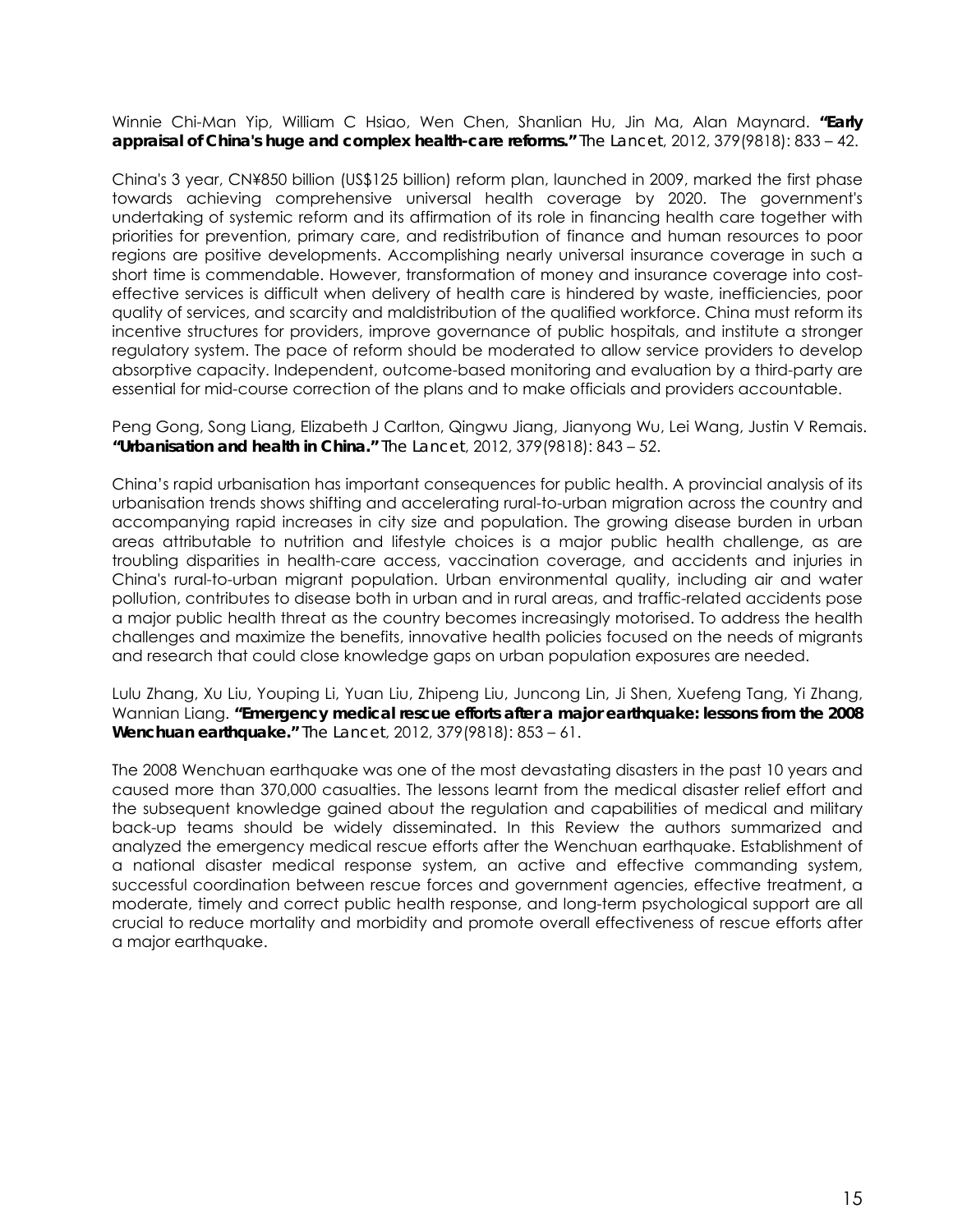Winnie Chi-Man Yip, William C Hsiao, Wen Chen, Shanlian Hu, Jin Ma, Alan Maynard. **"Early appraisal of China's huge and complex health-care reforms."** *The Lancet*, 2012, 379(9818): 833 – 42.

China's 3 year, CN¥850 billion (US$125 billion) reform plan, launched in 2009, marked the first phase towards achieving comprehensive universal health coverage by 2020. The government's undertaking of systemic reform and its affirmation of its role in financing health care together with priorities for prevention, primary care, and redistribution of finance and human resources to poor regions are positive developments. Accomplishing nearly universal insurance coverage in such a short time is commendable. However, transformation of money and insurance coverage into cost-effective services is difficult when delivery of health care is hindered by waste, inefficiencies, poor quality of services, and scarcity and maldistribution of the qualified workforce. China must reform its incentive structures for providers, improve governance of public hospitals, and institute a stronger regulatory system. The pace of reform should be moderated to allow service providers to develop absorptive capacity. Independent, outcome-based monitoring and evaluation by a third-party are essential for mid-course correction of the plans and to make officials and providers accountable.

Peng Gong, Song Liang, Elizabeth J Carlton, Qingwu Jiang, Jianyong Wu, Lei Wang, Justin V Remais. **"Urbanisation and health in China."** *The Lancet*, 2012, 379(9818): 843 – 52.

China's rapid urbanisation has important consequences for public health. A provincial analysis of its urbanisation trends shows shifting and accelerating rural-to-urban migration across the country and accompanying rapid increases in city size and population. The growing disease burden in urban areas attributable to nutrition and lifestyle choices is a major public health challenge, as are troubling disparities in health-care access, vaccination coverage, and accidents and injuries in China's rural-to-urban migrant population. Urban environmental quality, including air and water pollution, contributes to disease both in urban and in rural areas, and traffic-related accidents pose a major public health threat as the country becomes increasingly motorised. To address the health challenges and maximize the benefits, innovative health policies focused on the needs of migrants and research that could close knowledge gaps on urban population exposures are needed.

Lulu Zhang, Xu Liu, Youping Li, Yuan Liu, Zhipeng Liu, Juncong Lin, Ji Shen, Xuefeng Tang, Yi Zhang, Wannian Liang. **"Emergency medical rescue efforts after a major earthquake: lessons from the 2008 Wenchuan earthquake."** *The Lancet*, 2012, 379(9818): 853 – 61.

The 2008 Wenchuan earthquake was one of the most devastating disasters in the past 10 years and caused more than 370,000 casualties. The lessons learnt from the medical disaster relief effort and the subsequent knowledge gained about the regulation and capabilities of medical and military back-up teams should be widely disseminated. In this Review the authors summarized and analyzed the emergency medical rescue efforts after the Wenchuan earthquake. Establishment of a national disaster medical response system, an active and effective commanding system, successful coordination between rescue forces and government agencies, effective treatment, a moderate, timely and correct public health response, and long-term psychological support are all crucial to reduce mortality and morbidity and promote overall effectiveness of rescue efforts after a major earthquake.